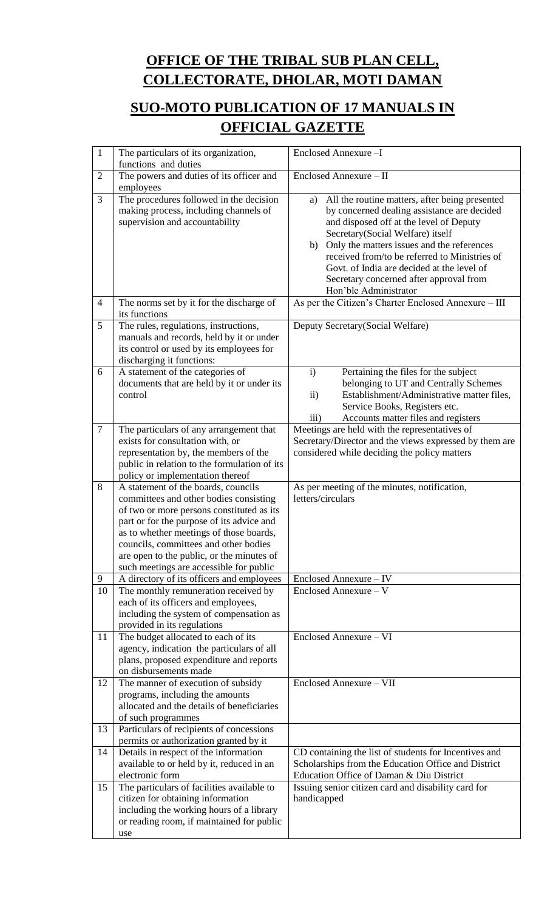# OFFICE OF THE TRIBAL SUB PLAN CELL, COLLECTORATE, DHOLAR, MOTI DAMAN

## SUO-MOTO PUBLICATION OF 17 MANUALS IN OFFICIAL GAZETTE

| | | |
|---|---|---|
| 1 | The particulars of its organization, functions and duties | Enclosed Annexure –I |
| 2 | The powers and duties of its officer and employees | Enclosed Annexure – II |
| 3 | The procedures followed in the decision making process, including channels of supervision and accountability | a) All the routine matters, after being presented by concerned dealing assistance are decided and disposed off at the level of Deputy Secretary(Social Welfare) itself<br>b) Only the matters issues and the references received from/to be referred to Ministries of Govt. of India are decided at the level of Secretary concerned after approval from Hon'ble Administrator |
| 4 | The norms set by it for the discharge of its functions | As per the Citizen's Charter Enclosed Annexure – III |
| 5 | The rules, regulations, instructions, manuals and records, held by it or under its control or used by its employees for discharging it functions: | Deputy Secretary(Social Welfare) |
| 6 | A statement of the categories of documents that are held by it or under its control | i) Pertaining the files for the subject belonging to UT and Centrally Schemes<br>ii) Establishment/Administrative matter files, Service Books, Registers etc.<br>iii) Accounts matter files and registers |
| 7 | The particulars of any arrangement that exists for consultation with, or representation by, the members of the public in relation to the formulation of its policy or implementation thereof | Meetings are held with the representatives of Secretary/Director and the views expressed by them are considered while deciding the policy matters |
| 8 | A statement of the boards, councils committees and other bodies consisting of two or more persons constituted as its part or for the purpose of its advice and as to whether meetings of those boards, councils, committees and other bodies are open to the public, or the minutes of such meetings are accessible for public | As per meeting of the minutes, notification, letters/circulars |
| 9 | A directory of its officers and employees | Enclosed Annexure – IV |
| 10 | The monthly remuneration received by each of its officers and employees, including the system of compensation as provided in its regulations | Enclosed Annexure – V |
| 11 | The budget allocated to each of its agency, indication the particulars of all plans, proposed expenditure and reports on disbursements made | Enclosed Annexure – VI |
| 12 | The manner of execution of subsidy programs, including the amounts allocated and the details of beneficiaries of such programmes | Enclosed Annexure – VII |
| 13 | Particulars of recipients of concessions permits or authorization granted by it | |
| 14 | Details in respect of the information available to or held by it, reduced in an electronic form | CD containing the list of students for Incentives and Scholarships from the Education Office and District Education Office of Daman & Diu District |
| 15 | The particulars of facilities available to citizen for obtaining information including the working hours of a library or reading room, if maintained for public use | Issuing senior citizen card and disability card for handicapped |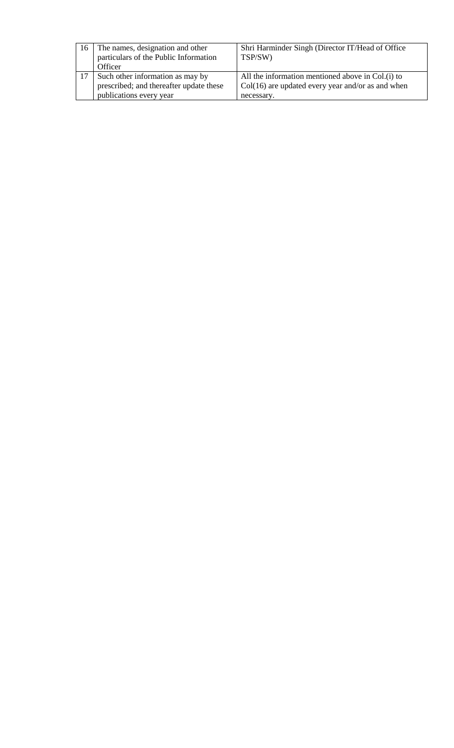| 16 | The names, designation and other particulars of the Public Information Officer | Shri Harminder Singh (Director IT/Head of Office TSP/SW) |
|---|---|---|
| 17 | Such other information as may by prescribed; and thereafter update these publications every year | All the information mentioned above in Col.(i) to Col(16) are updated every year and/or as and when necessary. |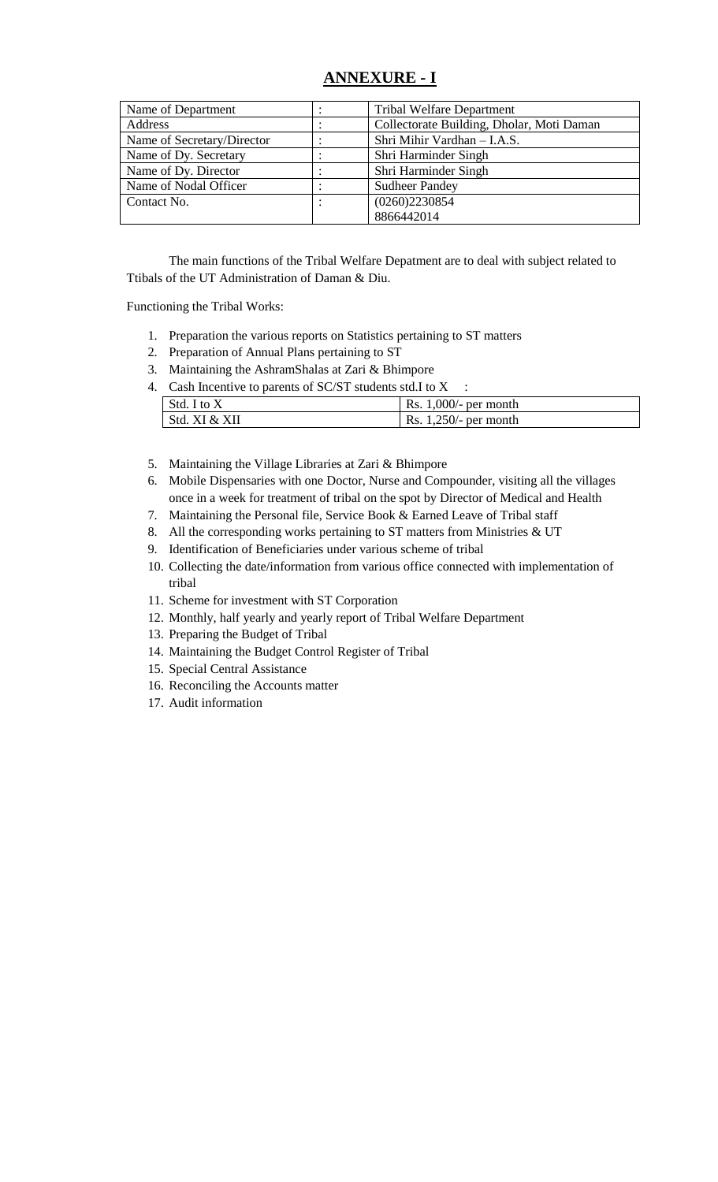## ANNEXURE - I

| Name of Department | : | Tribal Welfare Department |
|---|---|---|
| Address | : | Collectorate Building, Dholar, Moti Daman |
| Name of Secretary/Director | : | Shri Mihir Vardhan – I.A.S. |
| Name of Dy. Secretary | : | Shri Harminder Singh |
| Name of Dy. Director | : | Shri Harminder Singh |
| Name of Nodal Officer | : | Sudheer Pandey |
| Contact No. | : | (0260)2230854<br>8866442014 |

The main functions of the Tribal Welfare Depatment are to deal with subject related to Ttibals of the UT Administration of Daman & Diu.

Functioning the Tribal Works:

1. Preparation the various reports on Statistics pertaining to ST matters
2. Preparation of Annual Plans pertaining to ST
3. Maintaining the AshramShalas at Zari & Bhimpore
4. Cash Incentive to parents of SC/ST students std.I to X :

| Std. I to X | Rs. 1,000/- per month |
|---|---|
| Std. XI & XII | Rs. 1,250/- per month |

5. Maintaining the Village Libraries at Zari & Bhimpore
6. Mobile Dispensaries with one Doctor, Nurse and Compounder, visiting all the villages once in a week for treatment of tribal on the spot by Director of Medical and Health
7. Maintaining the Personal file, Service Book & Earned Leave of Tribal staff
8. All the corresponding works pertaining to ST matters from Ministries & UT
9. Identification of Beneficiaries under various scheme of tribal
10. Collecting the date/information from various office connected with implementation of tribal
11. Scheme for investment with ST Corporation
12. Monthly, half yearly and yearly report of Tribal Welfare Department
13. Preparing the Budget of Tribal
14. Maintaining the Budget Control Register of Tribal
15. Special Central Assistance
16. Reconciling the Accounts matter
17. Audit information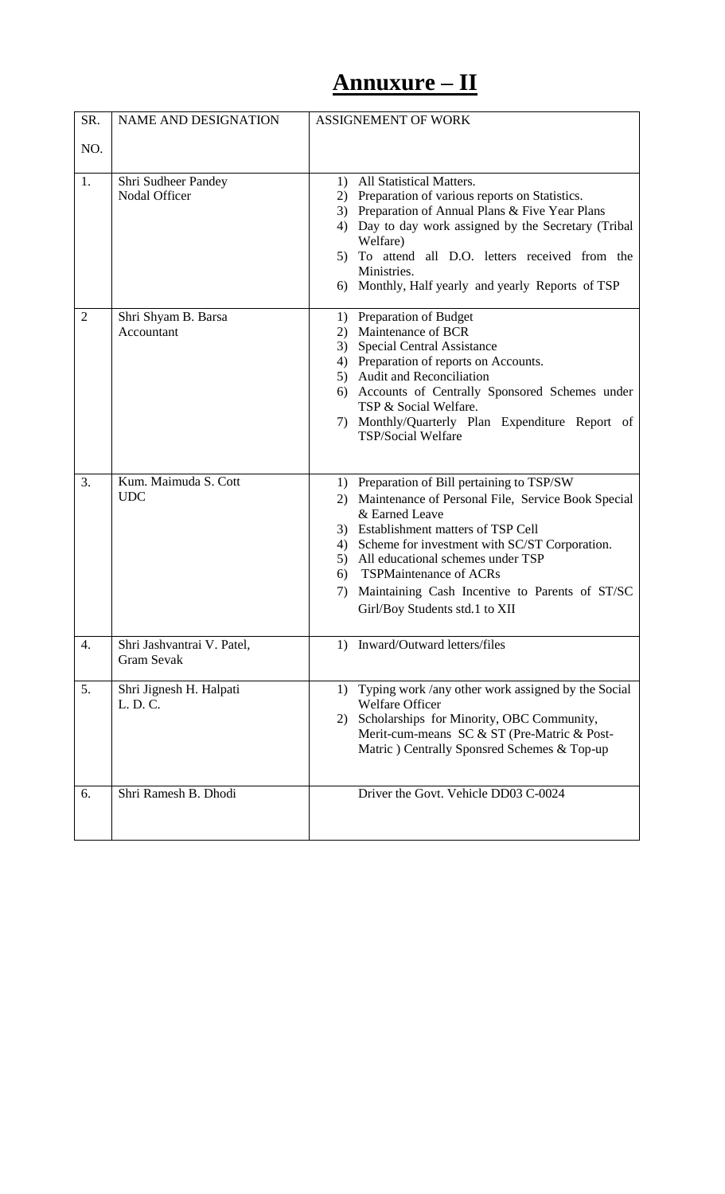# **Annuxure – II**

| SR. NO. | NAME AND DESIGNATION | ASSIGNEMENT OF WORK |
|---|---|---|
| 1. | Shri Sudheer Pandey<br>Nodal Officer | 1) All Statistical Matters.<br>2) Preparation of various reports on Statistics.<br>3) Preparation of Annual Plans & Five Year Plans<br>4) Day to day work assigned by the Secretary (Tribal Welfare)<br>5) To attend all D.O. letters received from the Ministries.<br>6) Monthly, Half yearly and yearly Reports of TSP |
| 2 | Shri Shyam B. Barsa<br>Accountant | 1) Preparation of Budget<br>2) Maintenance of BCR<br>3) Special Central Assistance<br>4) Preparation of reports on Accounts.<br>5) Audit and Reconciliation<br>6) Accounts of Centrally Sponsored Schemes under TSP & Social Welfare.<br>7) Monthly/Quarterly Plan Expenditure Report of TSP/Social Welfare |
| 3. | Kum. Maimuda S. Cott<br>UDC | 1) Preparation of Bill pertaining to TSP/SW<br>2) Maintenance of Personal File, Service Book Special & Earned Leave<br>3) Establishment matters of TSP Cell<br>4) Scheme for investment with SC/ST Corporation.<br>5) All educational schemes under TSP<br>6) TSPMaintenance of ACRs<br>7) Maintaining Cash Incentive to Parents of ST/SC Girl/Boy Students std.1 to XII |
| 4. | Shri Jashvantrai V. Patel,<br>Gram Sevak | 1) Inward/Outward letters/files |
| 5. | Shri Jignesh H. Halpati<br>L. D. C. | 1) Typing work /any other work assigned by the Social Welfare Officer<br>2) Scholarships for Minority, OBC Community, Merit-cum-means SC & ST (Pre-Matric & Post-Matric ) Centrally Sponsred Schemes & Top-up |
| 6. | Shri Ramesh B. Dhodi | Driver the Govt. Vehicle DD03 C-0024 |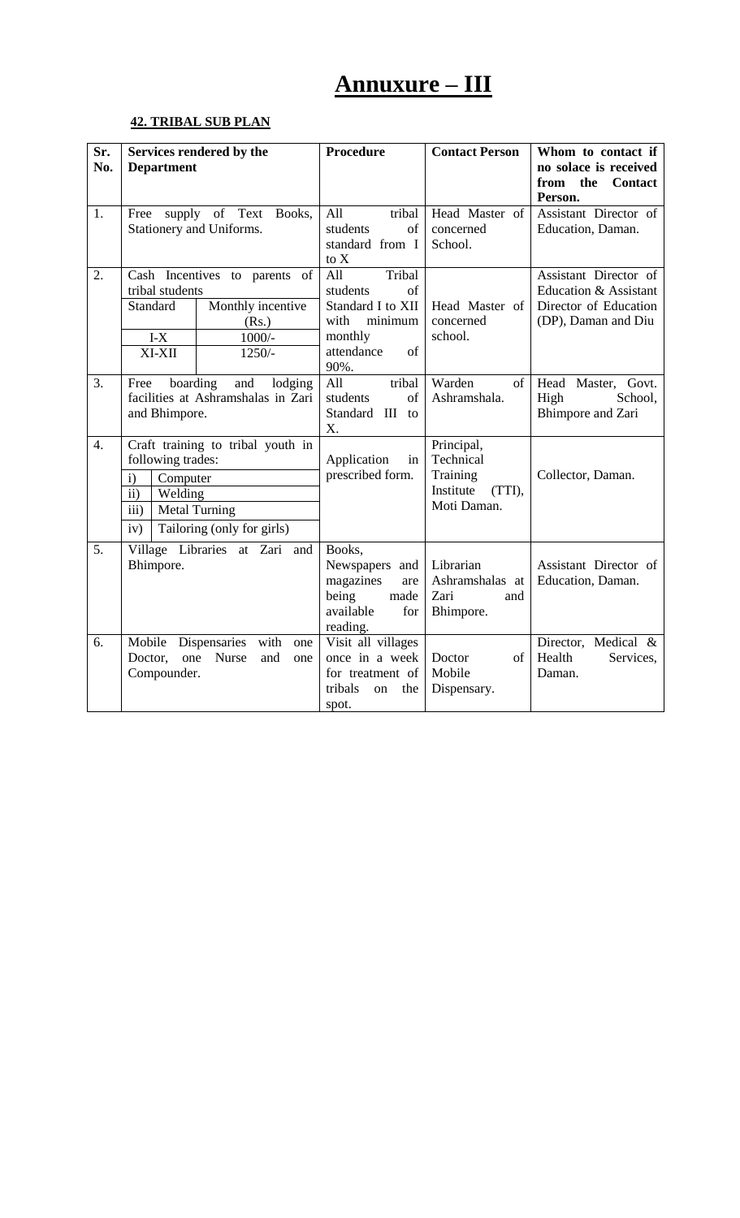# Annuxure – III

**42. TRIBAL SUB PLAN**

| Sr. No. | Services rendered by the Department | Procedure | Contact Person | Whom to contact if no solace is received from the Contact Person. |
|---|---|---|---|---|
| 1. | Free supply of Text Books, Stationery and Uniforms. | All tribal students of standard from I to X | Head Master of concerned School. | Assistant Director of Education, Daman. |
| 2. | Cash Incentives to parents of tribal students<br>Standard – Monthly incentive (Rs.)<br>I-X – 1000/-<br>XI-XII – 1250/- | All Tribal students of Standard I to XII with minimum monthly attendance of 90%. | Head Master of concerned school. | Assistant Director of Education & Assistant Director of Education (DP), Daman and Diu |
| 3. | Free boarding and lodging facilities at Ashramshalas in Zari and Bhimpore. | All tribal students of Standard III to X. | Warden of Ashramshala. | Head Master, Govt. High School, Bhimpore and Zari |
| 4. | Craft training to tribal youth in following trades:<br>i) Computer<br>ii) Welding<br>iii) Metal Turning<br>iv) Tailoring (only for girls) | Application in prescribed form. | Principal, Technical Training Institute (TTI), Moti Daman. | Collector, Daman. |
| 5. | Village Libraries at Zari and Bhimpore. | Books, Newspapers and magazines are being made available for reading. | Librarian Ashramshalas at Zari and Bhimpore. | Assistant Director of Education, Daman. |
| 6. | Mobile Dispensaries with one Doctor, one Nurse and one Compounder. | Visit all villages once in a week for treatment of tribals on the spot. | Doctor of Mobile Dispensary. | Director, Medical & Health Services, Daman. |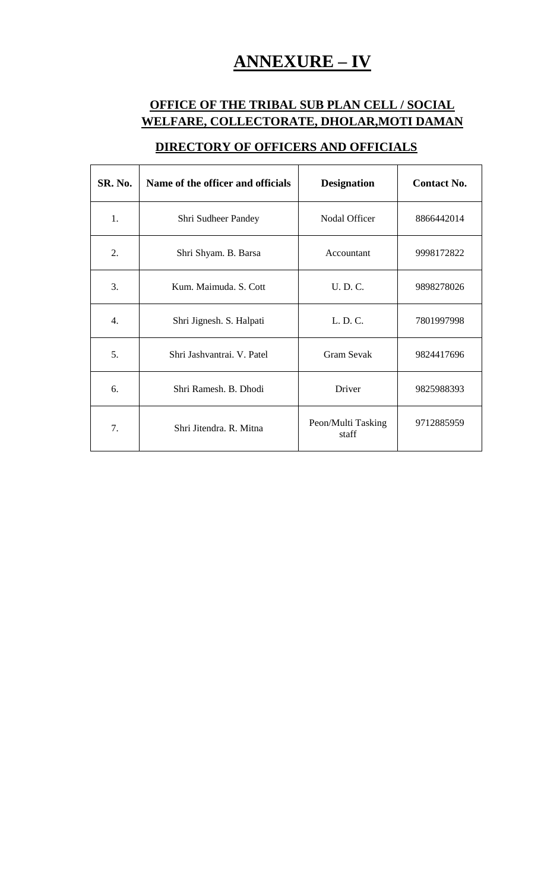# ANNEXURE – IV

## OFFICE OF THE TRIBAL SUB PLAN CELL / SOCIAL WELFARE, COLLECTORATE, DHOLAR,MOTI DAMAN

## DIRECTORY OF OFFICERS AND OFFICIALS

| SR. No. | Name of the officer and officials | Designation | Contact No. |
|---|---|---|---|
| 1. | Shri Sudheer Pandey | Nodal Officer | 8866442014 |
| 2. | Shri Shyam. B. Barsa | Accountant | 9998172822 |
| 3. | Kum. Maimuda. S. Cott | U. D. C. | 9898278026 |
| 4. | Shri Jignesh. S. Halpati | L. D. C. | 7801997998 |
| 5. | Shri Jashvantrai. V. Patel | Gram Sevak | 9824417696 |
| 6. | Shri Ramesh. B. Dhodi | Driver | 9825988393 |
| 7. | Shri Jitendra. R. Mitna | Peon/Multi Tasking staff | 9712885959 |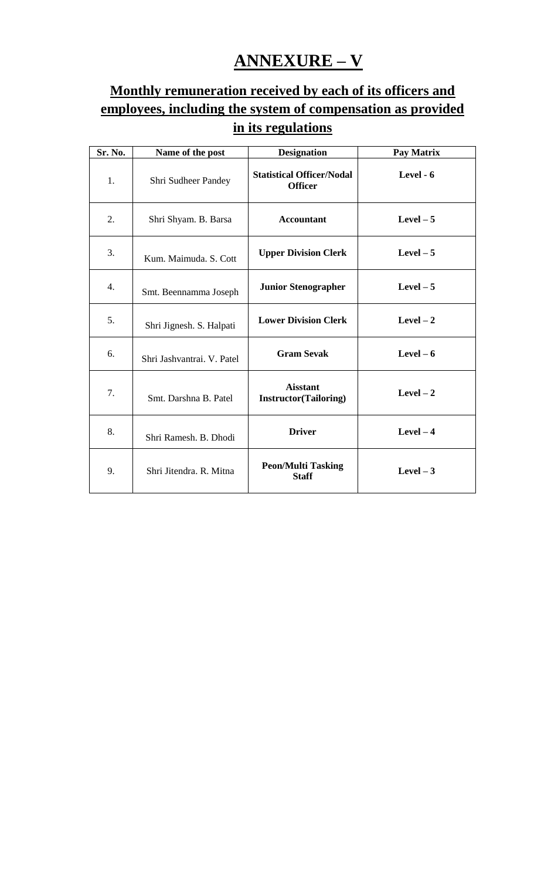# ANNEXURE – V

## Monthly remuneration received by each of its officers and employees, including the system of compensation as provided in its regulations

| Sr. No. | Name of the post | Designation | Pay Matrix |
|---|---|---|---|
| 1. | Shri Sudheer Pandey | **Statistical Officer/Nodal Officer** | **Level - 6** |
| 2. | Shri Shyam. B. Barsa | **Accountant** | **Level – 5** |
| 3. | Kum. Maimuda. S. Cott | **Upper Division Clerk** | **Level – 5** |
| 4. | Smt. Beennamma Joseph | **Junior Stenographer** | **Level – 5** |
| 5. | Shri Jignesh. S. Halpati | **Lower Division Clerk** | **Level – 2** |
| 6. | Shri Jashvantrai. V. Patel | **Gram Sevak** | **Level – 6** |
| 7. | Smt. Darshna B. Patel | **Aisstant Instructor(Tailoring)** | **Level – 2** |
| 8. | Shri Ramesh. B. Dhodi | **Driver** | **Level – 4** |
| 9. | Shri Jitendra. R. Mitna | **Peon/Multi Tasking Staff** | **Level – 3** |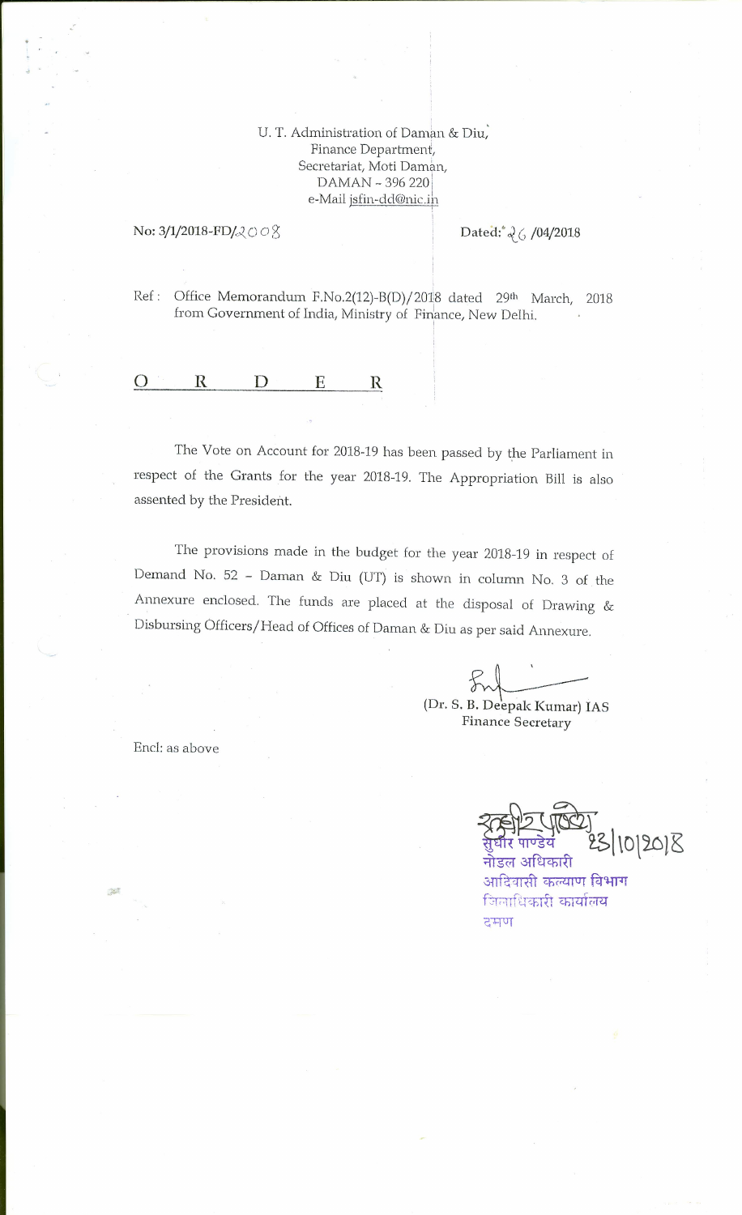U. T. Administration of Daman & Diu,
Finance Department,
Secretariat, Moti Daman,
DAMAN – 396 220
e-Mail jsfin-dd@nic.in

No: 3/1/2018-FD/2008 Dated: 26 /04/2018

Ref : Office Memorandum F.No.2(12)-B(D)/2018 dated 29th March, 2018 from Government of India, Ministry of Finance, New Delhi.

## O R D E R

The Vote on Account for 2018-19 has been passed by the Parliament in respect of the Grants for the year 2018-19. The Appropriation Bill is also assented by the President.

The provisions made in the budget for the year 2018-19 in respect of Demand No. 52 – Daman & Diu (UT) is shown in column No. 3 of the Annexure enclosed. The funds are placed at the disposal of Drawing & Disbursing Officers/Head of Offices of Daman & Diu as per said Annexure.

(Dr. S. B. Deepak Kumar) IAS
Finance Secretary

Encl: as above

सुधीर पाण्डेय 23/10/2018
नोडल अधिकारी
आदिवासी कल्याण विभाग
जिलाधिकारी कार्यालय
दमण